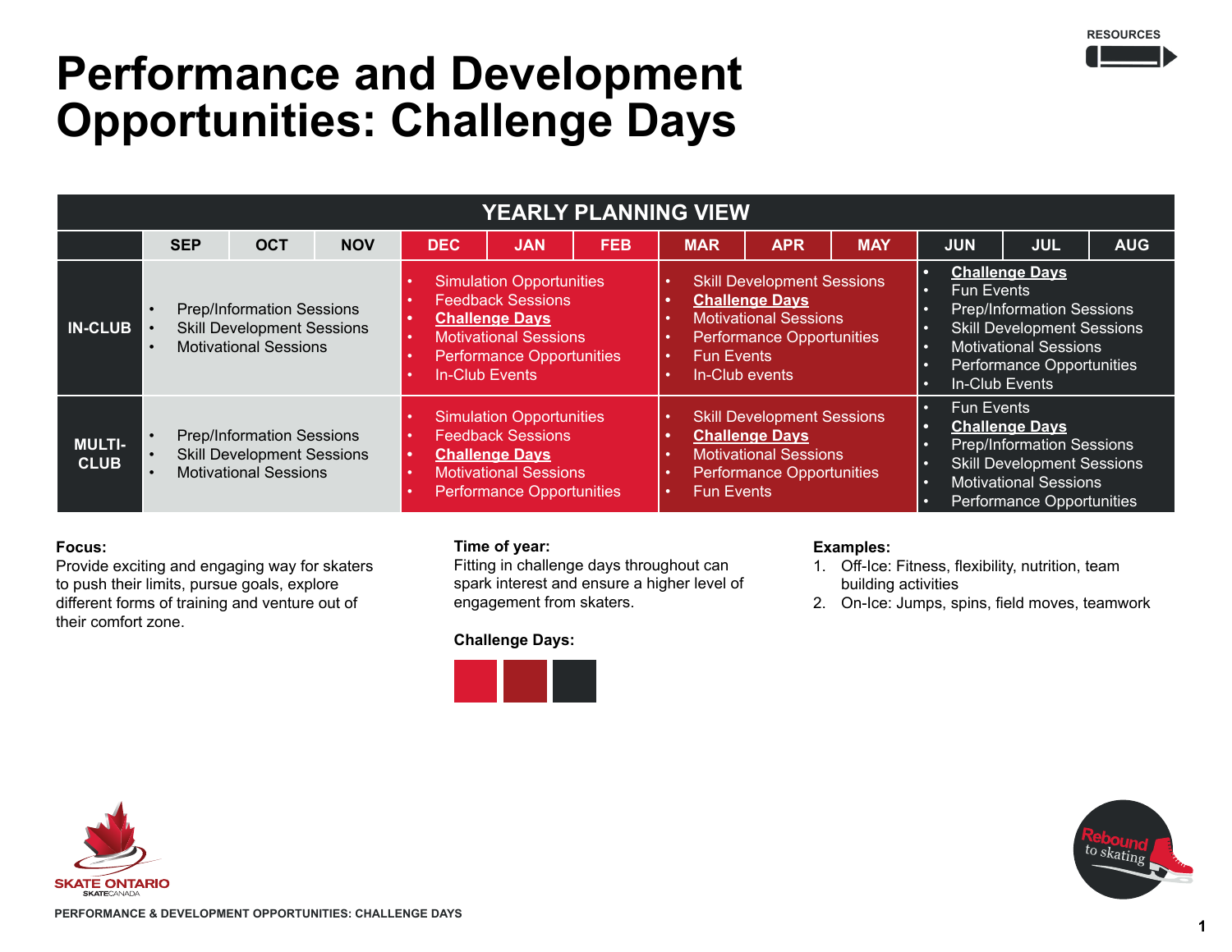# Performance and Development Opportunities: Challenge Days

| YEARLY PLANNING VIEW | | | | | | | | | | | | |
|---|---|---|---|---|---|---|---|---|---|---|---|---|
| | SEP | OCT | NOV | DEC | JAN | FEB | MAR | APR | MAY | JUN | JUL | AUG |
| **IN-CLUB** | • Prep/Information Sessions<br>• Skill Development Sessions<br>• Motivational Sessions | | | • Simulation Opportunities<br>• Feedback Sessions<br>• **Challenge Days**<br>• Motivational Sessions<br>• Performance Opportunities<br>• In-Club Events | | | • Skill Development Sessions<br>• **Challenge Days**<br>• Motivational Sessions<br>• Performance Opportunities<br>• Fun Events<br>• In-Club events | | | • **Challenge Days**<br>• Fun Events<br>• Prep/Information Sessions<br>• Skill Development Sessions<br>• Motivational Sessions<br>• Performance Opportunities<br>• In-Club Events | | |
| **MULTI-CLUB** | • Prep/Information Sessions<br>• Skill Development Sessions<br>• Motivational Sessions | | | • Simulation Opportunities<br>• Feedback Sessions<br>• **Challenge Days**<br>• Motivational Sessions<br>• Performance Opportunities | | | • Skill Development Sessions<br>• **Challenge Days**<br>• Motivational Sessions<br>• Performance Opportunities<br>• Fun Events | | | • Fun Events<br>• **Challenge Days**<br>• Prep/Information Sessions<br>• Skill Development Sessions<br>• Motivational Sessions<br>• Performance Opportunities | | |

**Focus:**
Provide exciting and engaging way for skaters to push their limits, pursue goals, explore different forms of training and venture out of their comfort zone.

**Time of year:**
Fitting in challenge days throughout can spark interest and ensure a higher level of engagement from skaters.

**Challenge Days:**

**Examples:**
1. Off-Ice: Fitness, flexibility, nutrition, team building activities
2. On-Ice: Jumps, spins, field moves, teamwork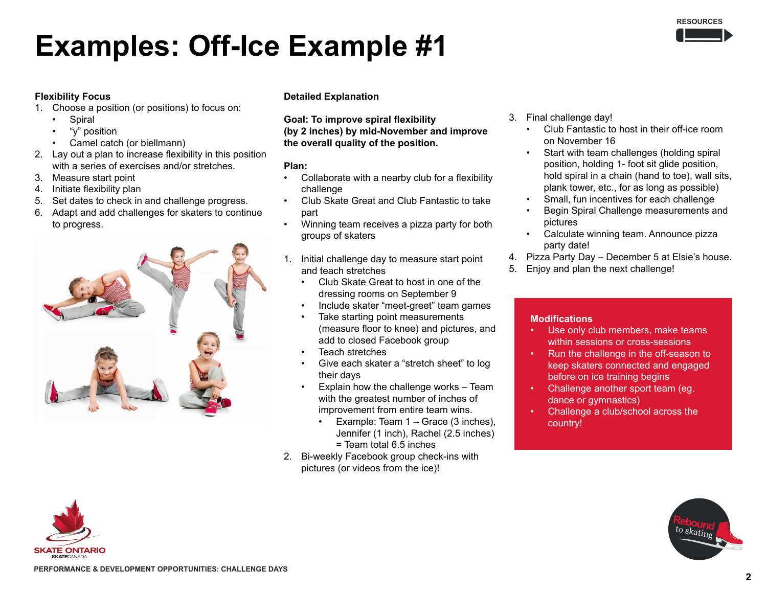# Examples: Off-Ice Example #1

**Flexibility Focus**

1. Choose a position (or positions) to focus on:
   - Spiral
   - “y” position
   - Camel catch (or biellmann)
2. Lay out a plan to increase flexibility in this position with a series of exercises and/or stretches.
3. Measure start point
4. Initiate flexibility plan
5. Set dates to check in and challenge progress.
6. Adapt and add challenges for skaters to continue to progress.

**Detailed Explanation**

**Goal: To improve spiral flexibility (by 2 inches) by mid-November and improve the overall quality of the position.**

**Plan:**

- Collaborate with a nearby club for a flexibility challenge
- Club Skate Great and Club Fantastic to take part
- Winning team receives a pizza party for both groups of skaters

1. Initial challenge day to measure start point and teach stretches
   - Club Skate Great to host in one of the dressing rooms on September 9
   - Include skater “meet-greet” team games
   - Take starting point measurements (measure floor to knee) and pictures, and add to closed Facebook group
   - Teach stretches
   - Give each skater a “stretch sheet” to log their days
   - Explain how the challenge works – Team with the greatest number of inches of improvement from entire team wins.
     - Example: Team 1 – Grace (3 inches), Jennifer (1 inch), Rachel (2.5 inches) = Team total 6.5 inches
2. Bi-weekly Facebook group check-ins with pictures (or videos from the ice)!
3. Final challenge day!
   - Club Fantastic to host in their off-ice room on November 16
   - Start with team challenges (holding spiral position, holding 1- foot sit glide position, hold spiral in a chain (hand to toe), wall sits, plank tower, etc., for as long as possible)
   - Small, fun incentives for each challenge
   - Begin Spiral Challenge measurements and pictures
   - Calculate winning team. Announce pizza party date!
4. Pizza Party Day – December 5 at Elsie’s house.
5. Enjoy and plan the next challenge!

**Modifications**

- Use only club members, make teams within sessions or cross-sessions
- Run the challenge in the off-season to keep skaters connected and engaged before on ice training begins
- Challenge another sport team (eg. dance or gymnastics)
- Challenge a club/school across the country!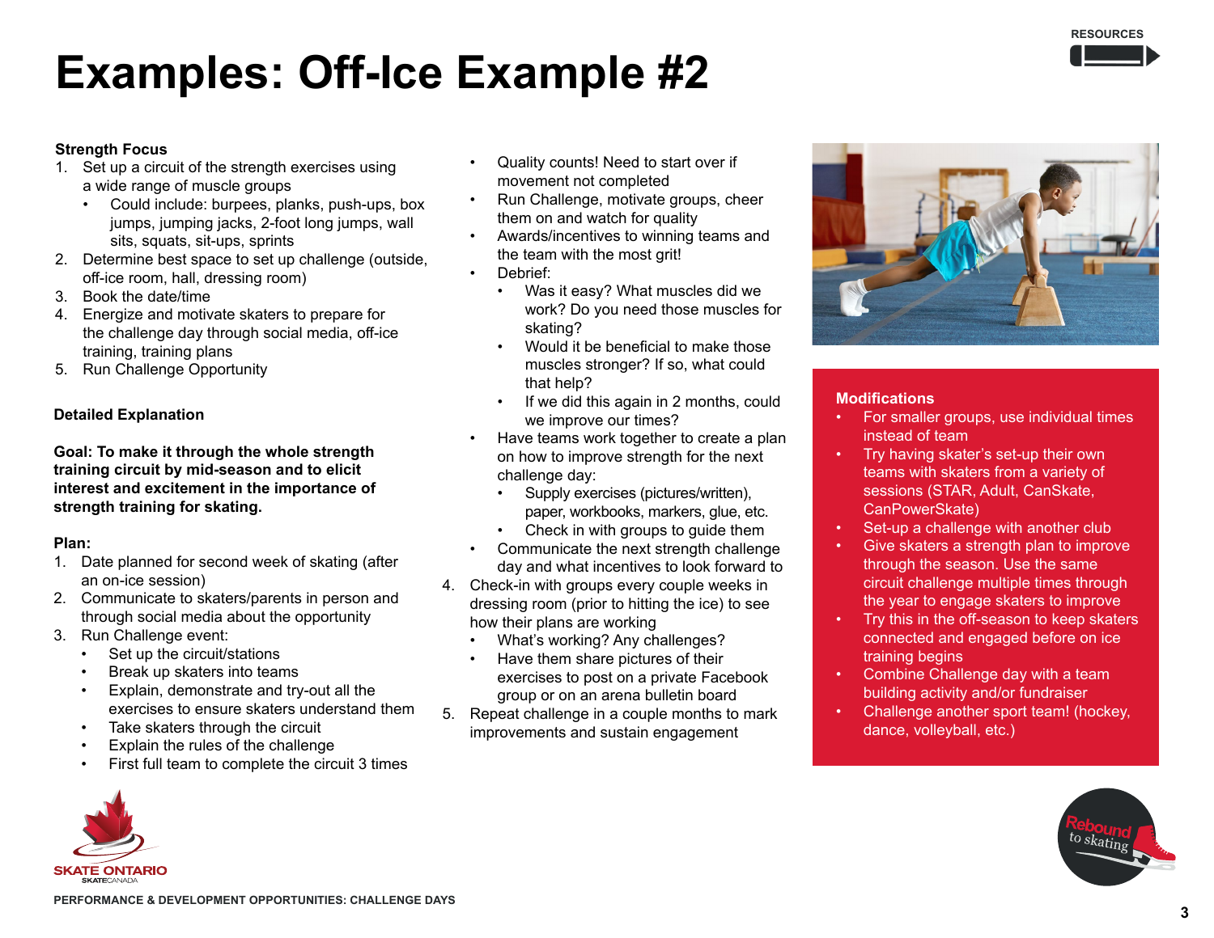# Examples: Off-Ice Example #2

**Strength Focus**

1. Set up a circuit of the strength exercises using a wide range of muscle groups
   - Could include: burpees, planks, push-ups, box jumps, jumping jacks, 2-foot long jumps, wall sits, squats, sit-ups, sprints
2. Determine best space to set up challenge (outside, off-ice room, hall, dressing room)
3. Book the date/time
4. Energize and motivate skaters to prepare for the challenge day through social media, off-ice training, training plans
5. Run Challenge Opportunity

**Detailed Explanation**

**Goal: To make it through the whole strength training circuit by mid-season and to elicit interest and excitement in the importance of strength training for skating.**

**Plan:**

1. Date planned for second week of skating (after an on-ice session)
2. Communicate to skaters/parents in person and through social media about the opportunity
3. Run Challenge event:
   - Set up the circuit/stations
   - Break up skaters into teams
   - Explain, demonstrate and try-out all the exercises to ensure skaters understand them
   - Take skaters through the circuit
   - Explain the rules of the challenge
   - First full team to complete the circuit 3 times
   - Quality counts! Need to start over if movement not completed
   - Run Challenge, motivate groups, cheer them on and watch for quality
   - Awards/incentives to winning teams and the team with the most grit!
   - Debrief:
     - Was it easy? What muscles did we work? Do you need those muscles for skating?
     - Would it be beneficial to make those muscles stronger? If so, what could that help?
     - If we did this again in 2 months, could we improve our times?
   - Have teams work together to create a plan on how to improve strength for the next challenge day:
     - Supply exercises (pictures/written), paper, workbooks, markers, glue, etc.
     - Check in with groups to guide them
   - Communicate the next strength challenge day and what incentives to look forward to
4. Check-in with groups every couple weeks in dressing room (prior to hitting the ice) to see how their plans are working
   - What's working? Any challenges?
   - Have them share pictures of their exercises to post on a private Facebook group or on an arena bulletin board
5. Repeat challenge in a couple months to mark improvements and sustain engagement

**Modifications**

- For smaller groups, use individual times instead of team
- Try having skater's set-up their own teams with skaters from a variety of sessions (STAR, Adult, CanSkate, CanPowerSkate)
- Set-up a challenge with another club
- Give skaters a strength plan to improve through the season. Use the same circuit challenge multiple times through the year to engage skaters to improve
- Try this in the off-season to keep skaters connected and engaged before on ice training begins
- Combine Challenge day with a team building activity and/or fundraiser
- Challenge another sport team! (hockey, dance, volleyball, etc.)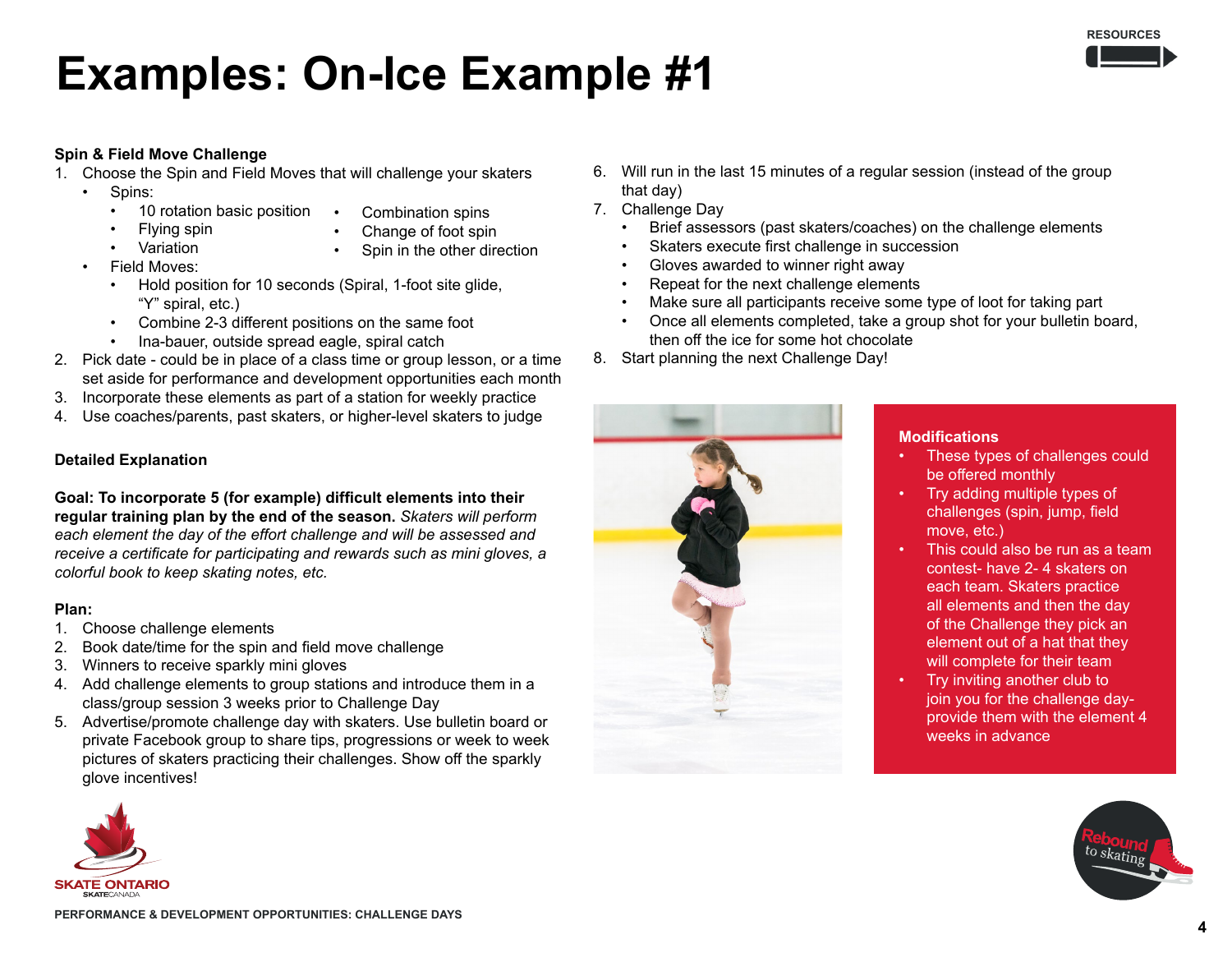# Examples: On-Ice Example #1

**Spin & Field Move Challenge**

1. Choose the Spin and Field Moves that will challenge your skaters
   - Spins:
     - 10 rotation basic position
     - Flying spin
     - Variation
     - Combination spins
     - Change of foot spin
     - Spin in the other direction
   - Field Moves:
     - Hold position for 10 seconds (Spiral, 1-foot site glide, "Y" spiral, etc.)
     - Combine 2-3 different positions on the same foot
     - Ina-bauer, outside spread eagle, spiral catch
2. Pick date - could be in place of a class time or group lesson, or a time set aside for performance and development opportunities each month
3. Incorporate these elements as part of a station for weekly practice
4. Use coaches/parents, past skaters, or higher-level skaters to judge

**Detailed Explanation**

**Goal: To incorporate 5 (for example) difficult elements into their regular training plan by the end of the season.** *Skaters will perform each element the day of the effort challenge and will be assessed and receive a certificate for participating and rewards such as mini gloves, a colorful book to keep skating notes, etc.*

**Plan:**

1. Choose challenge elements
2. Book date/time for the spin and field move challenge
3. Winners to receive sparkly mini gloves
4. Add challenge elements to group stations and introduce them in a class/group session 3 weeks prior to Challenge Day
5. Advertise/promote challenge day with skaters. Use bulletin board or private Facebook group to share tips, progressions or week to week pictures of skaters practicing their challenges. Show off the sparkly glove incentives!
6. Will run in the last 15 minutes of a regular session (instead of the group that day)
7. Challenge Day
   - Brief assessors (past skaters/coaches) on the challenge elements
   - Skaters execute first challenge in succession
   - Gloves awarded to winner right away
   - Repeat for the next challenge elements
   - Make sure all participants receive some type of loot for taking part
   - Once all elements completed, take a group shot for your bulletin board, then off the ice for some hot chocolate
8. Start planning the next Challenge Day!

**Modifications**

- These types of challenges could be offered monthly
- Try adding multiple types of challenges (spin, jump, field move, etc.)
- This could also be run as a team contest- have 2- 4 skaters on each team. Skaters practice all elements and then the day of the Challenge they pick an element out of a hat that they will complete for their team
- Try inviting another club to join you for the challenge day- provide them with the element 4 weeks in advance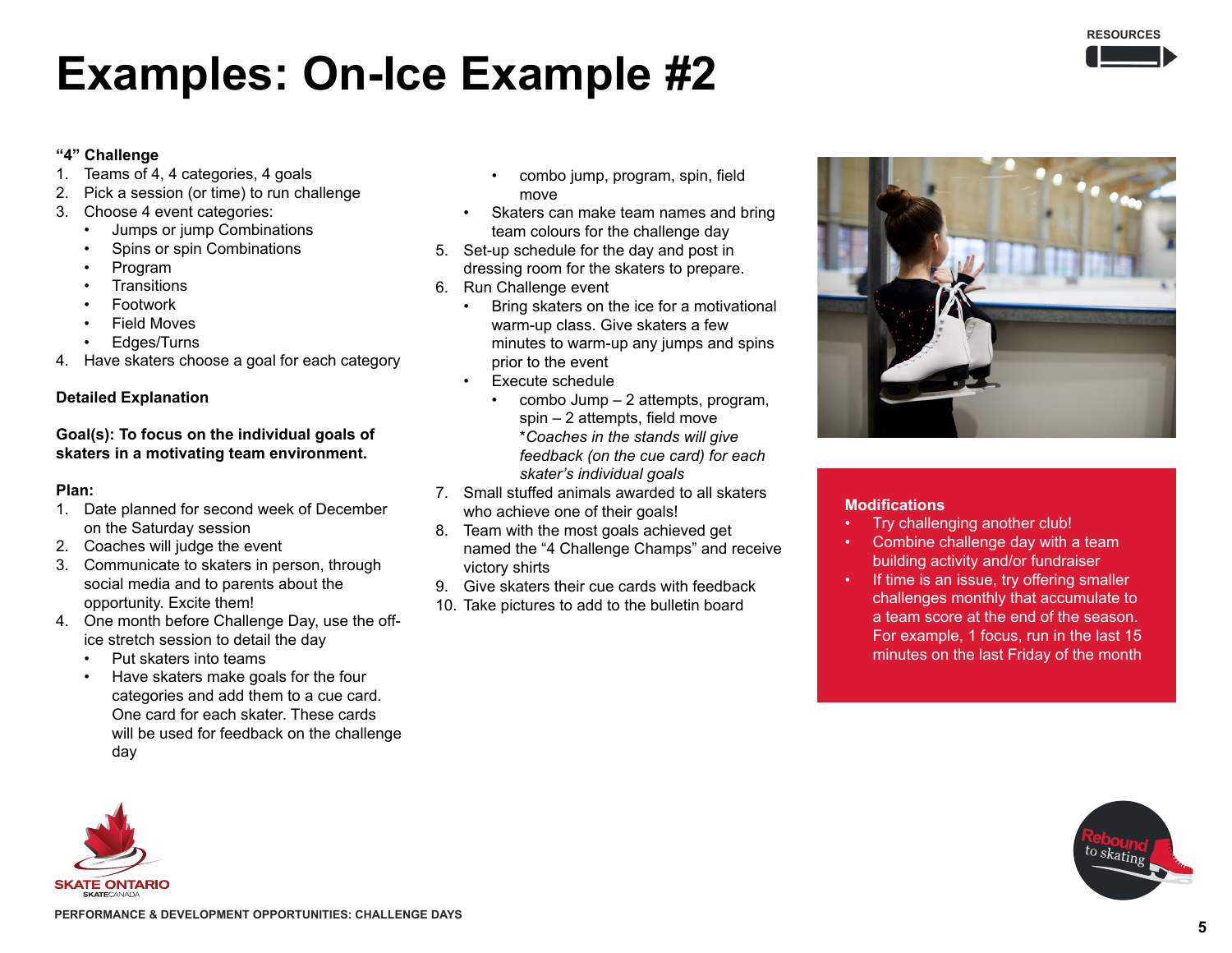# Examples: On-Ice Example #2

**"4" Challenge**

1. Teams of 4, 4 categories, 4 goals
2. Pick a session (or time) to run challenge
3. Choose 4 event categories:
   - Jumps or jump Combinations
   - Spins or spin Combinations
   - Program
   - Transitions
   - Footwork
   - Field Moves
   - Edges/Turns
4. Have skaters choose a goal for each category

**Detailed Explanation**

**Goal(s): To focus on the individual goals of skaters in a motivating team environment.**

**Plan:**

1. Date planned for second week of December on the Saturday session
2. Coaches will judge the event
3. Communicate to skaters in person, through social media and to parents about the opportunity. Excite them!
4. One month before Challenge Day, use the off-ice stretch session to detail the day
   - Put skaters into teams
   - Have skaters make goals for the four categories and add them to a cue card. One card for each skater. These cards will be used for feedback on the challenge day
     - combo jump, program, spin, field move
   - Skaters can make team names and bring team colours for the challenge day
5. Set-up schedule for the day and post in dressing room for the skaters to prepare.
6. Run Challenge event
   - Bring skaters on the ice for a motivational warm-up class. Give skaters a few minutes to warm-up any jumps and spins prior to the event
   - Execute schedule
     - combo Jump – 2 attempts, program, spin – 2 attempts, field move
       *Coaches in the stands will give feedback (on the cue card) for each skater's individual goals*
7. Small stuffed animals awarded to all skaters who achieve one of their goals!
8. Team with the most goals achieved get named the "4 Challenge Champs" and receive victory shirts
9. Give skaters their cue cards with feedback
10. Take pictures to add to the bulletin board

**Modifications**

- Try challenging another club!
- Combine challenge day with a team building activity and/or fundraiser
- If time is an issue, try offering smaller challenges monthly that accumulate to a team score at the end of the season. For example, 1 focus, run in the last 15 minutes on the last Friday of the month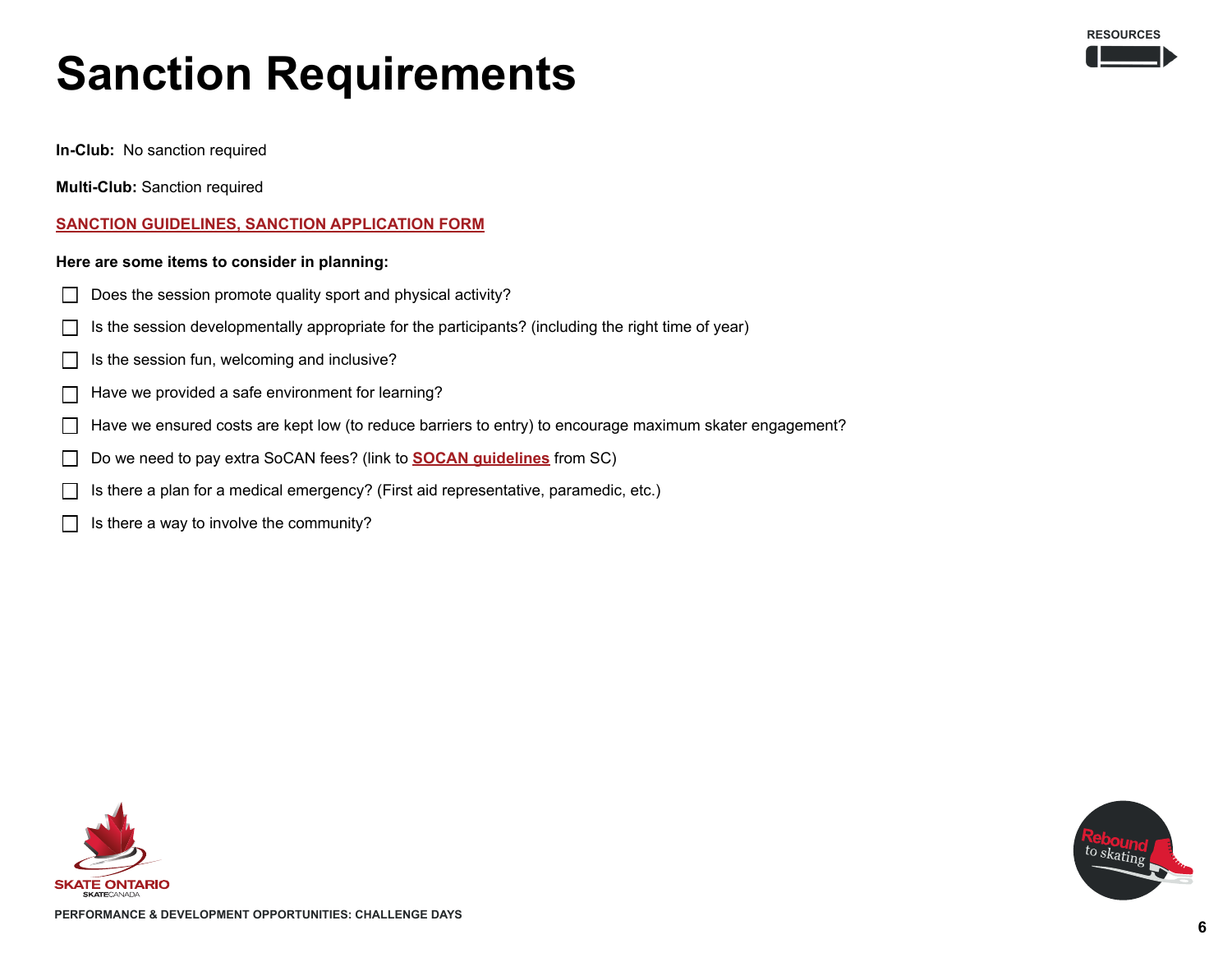# Sanction Requirements

**In-Club:** No sanction required

**Multi-Club:** Sanction required

**SANCTION GUIDELINES, SANCTION APPLICATION FORM**

**Here are some items to consider in planning:**

- [ ] Does the session promote quality sport and physical activity?
- [ ] Is the session developmentally appropriate for the participants? (including the right time of year)
- [ ] Is the session fun, welcoming and inclusive?
- [ ] Have we provided a safe environment for learning?
- [ ] Have we ensured costs are kept low (to reduce barriers to entry) to encourage maximum skater engagement?
- [ ] Do we need to pay extra SoCAN fees? (link to **SOCAN guidelines** from SC)
- [ ] Is there a plan for a medical emergency? (First aid representative, paramedic, etc.)
- [ ] Is there a way to involve the community?